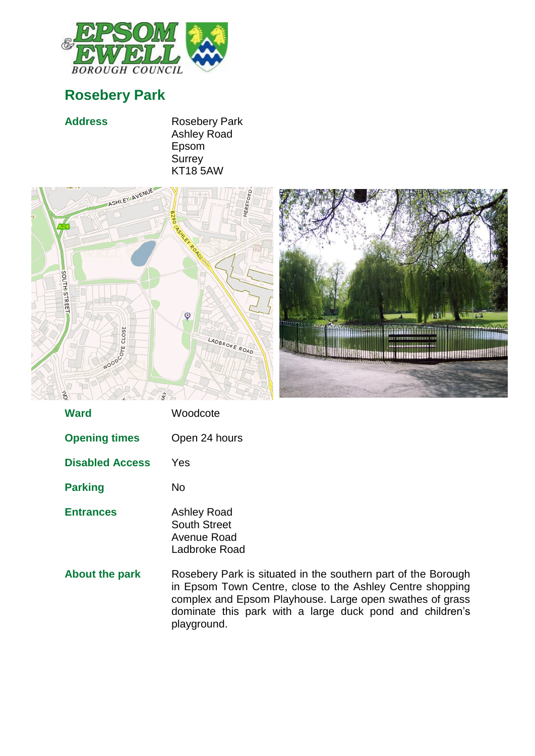# Rosebery Park

| | |
|---|---|
| **Address** | Rosebery Park<br>Ashley Road<br>Epsom<br>Surrey<br>KT18 5AW |
| **Ward** | Woodcote |
| **Opening times** | Open 24 hours |
| **Disabled Access** | Yes |
| **Parking** | No |
| **Entrances** | Ashley Road<br>South Street<br>Avenue Road<br>Ladbroke Road |
| **About the park** | Rosebery Park is situated in the southern part of the Borough in Epsom Town Centre, close to the Ashley Centre shopping complex and Epsom Playhouse. Large open swathes of grass dominate this park with a large duck pond and children's playground. |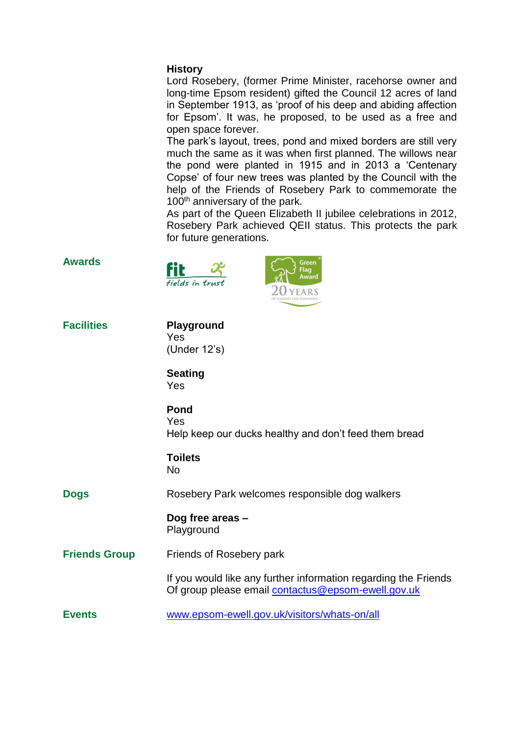**History**

Lord Rosebery, (former Prime Minister, racehorse owner and long-time Epsom resident) gifted the Council 12 acres of land in September 1913, as 'proof of his deep and abiding affection for Epsom'. It was, he proposed, to be used as a free and open space forever.

The park's layout, trees, pond and mixed borders are still very much the same as it was when first planned. The willows near the pond were planted in 1915 and in 2013 a 'Centenary Copse' of four new trees was planted by the Council with the help of the Friends of Rosebery Park to commemorate the 100th anniversary of the park.

As part of the Queen Elizabeth II jubilee celebrations in 2012, Rosebery Park achieved QEII status. This protects the park for future generations.

**Awards**

fit fields in trust

Green Flag Award 20 YEARS OF RAISING THE STANDARD

**Facilities**

**Playground**
Yes
(Under 12's)

**Seating**
Yes

**Pond**
Yes
Help keep our ducks healthy and don't feed them bread

**Toilets**
No

**Dogs**

Rosebery Park welcomes responsible dog walkers

**Dog free areas –**
Playground

**Friends Group**

Friends of Rosebery park

If you would like any further information regarding the Friends Of group please email contactus@epsom-ewell.gov.uk

**Events**

www.epsom-ewell.gov.uk/visitors/whats-on/all